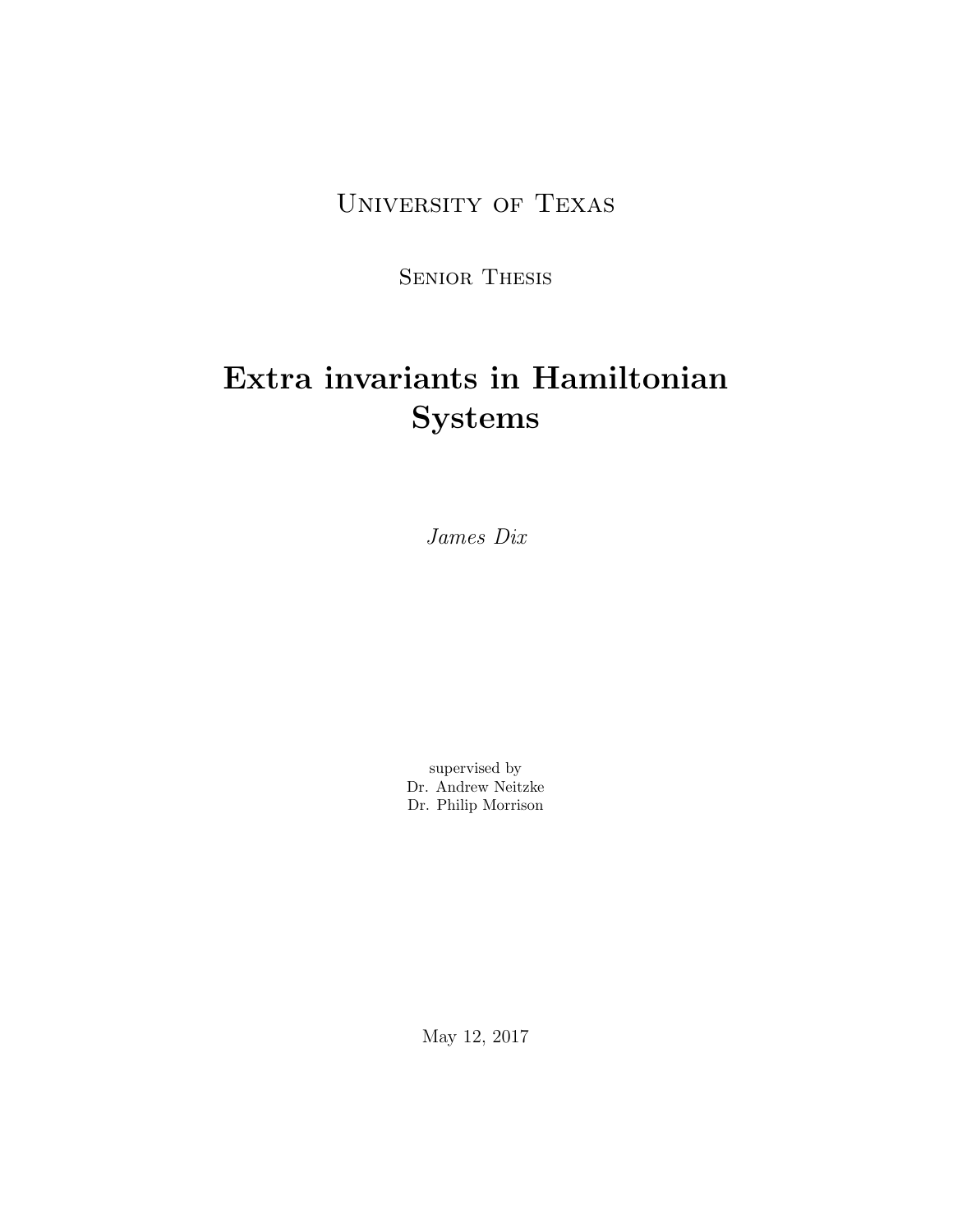University of Texas

Senior Thesis

# Extra invariants in Hamiltonian Systems

*James Dix*

supervised by
Dr. Andrew Neitzke
Dr. Philip Morrison

May 12, 2017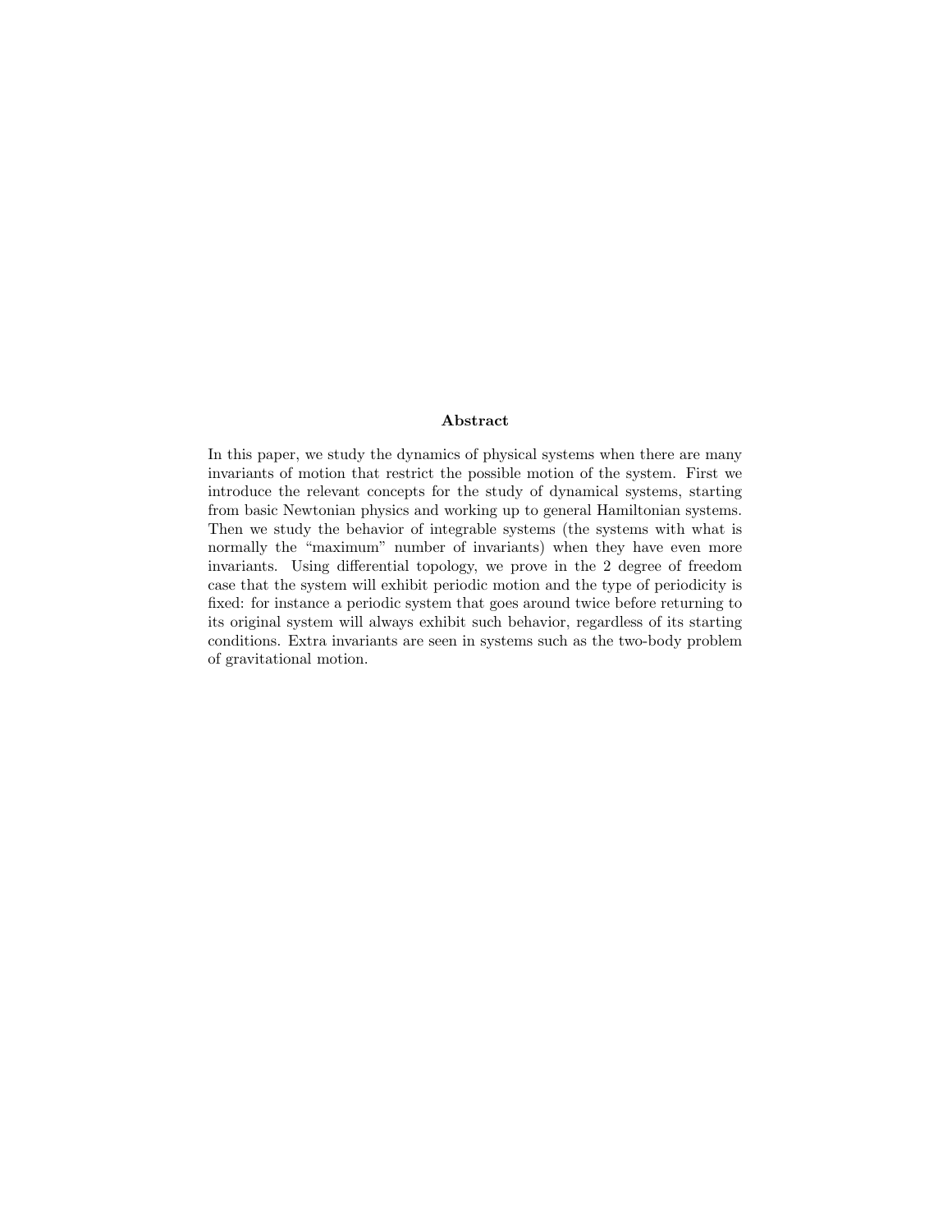## Abstract

In this paper, we study the dynamics of physical systems when there are many invariants of motion that restrict the possible motion of the system. First we introduce the relevant concepts for the study of dynamical systems, starting from basic Newtonian physics and working up to general Hamiltonian systems. Then we study the behavior of integrable systems (the systems with what is normally the "maximum" number of invariants) when they have even more invariants. Using differential topology, we prove in the 2 degree of freedom case that the system will exhibit periodic motion and the type of periodicity is fixed: for instance a periodic system that goes around twice before returning to its original system will always exhibit such behavior, regardless of its starting conditions. Extra invariants are seen in systems such as the two-body problem of gravitational motion.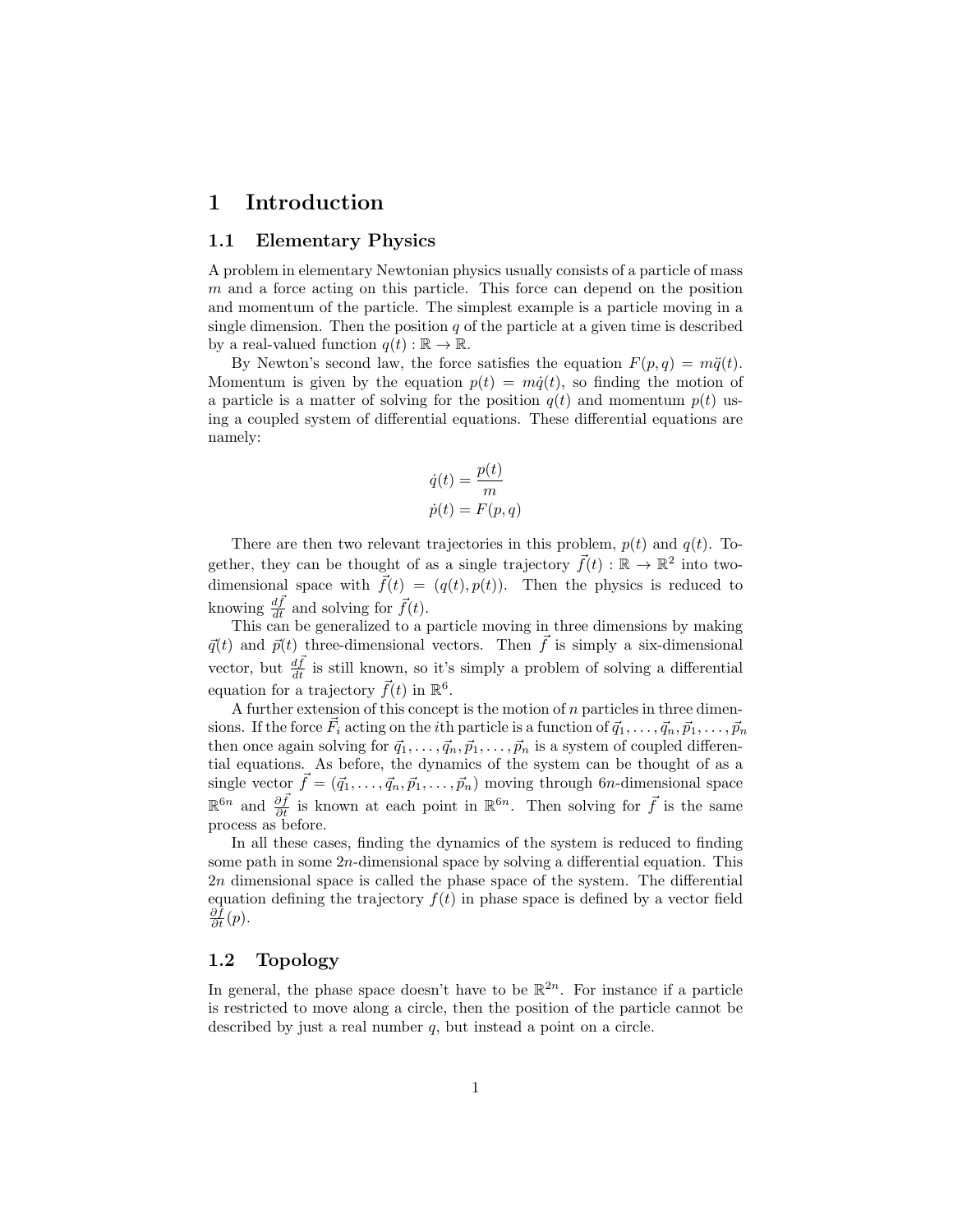# 1 Introduction

## 1.1 Elementary Physics

A problem in elementary Newtonian physics usually consists of a particle of mass $m$ and a force acting on this particle. This force can depend on the position and momentum of the particle. The simplest example is a particle moving in a single dimension. Then the position $q$ of the particle at a given time is described by a real-valued function $q(t) : \mathbb{R} \to \mathbb{R}$.

By Newton's second law, the force satisfies the equation $F(p, q) = m\ddot{q}(t)$. Momentum is given by the equation $p(t) = m\dot{q}(t)$, so finding the motion of a particle is a matter of solving for the position $q(t)$ and momentum $p(t)$ using a coupled system of differential equations. These differential equations are namely:

$$
\begin{aligned}
\dot{q}(t) &= \frac{p(t)}{m} \\
\dot{p}(t) &= F(p, q)
\end{aligned}
$$

There are then two relevant trajectories in this problem, $p(t)$ and $q(t)$. Together, they can be thought of as a single trajectory $\vec{f}(t) : \mathbb{R} \to \mathbb{R}^2$ into two-dimensional space with $\vec{f}(t) = (q(t), p(t))$. Then the physics is reduced to knowing $\frac{d\vec{f}}{dt}$ and solving for $\vec{f}(t)$.

This can be generalized to a particle moving in three dimensions by making $\vec{q}(t)$ and $\vec{p}(t)$ three-dimensional vectors. Then $\vec{f}$ is simply a six-dimensional vector, but $\frac{d\vec{f}}{dt}$ is still known, so it's simply a problem of solving a differential equation for a trajectory $\vec{f}(t)$ in $\mathbb{R}^6$.

A further extension of this concept is the motion of $n$ particles in three dimensions. If the force $\vec{F_i}$ acting on the $i$th particle is a function of $\vec{q}_1, \ldots, \vec{q}_n, \vec{p}_1, \ldots, \vec{p}_n$ then once again solving for $\vec{q}_1, \ldots, \vec{q}_n, \vec{p}_1, \ldots, \vec{p}_n$ is a system of coupled differential equations. As before, the dynamics of the system can be thought of as a single vector $\vec{f} = (\vec{q}_1, \ldots, \vec{q}_n, \vec{p}_1, \ldots, \vec{p}_n)$ moving through $6n$-dimensional space $\mathbb{R}^{6n}$ and $\frac{\partial \vec{f}}{\partial t}$ is known at each point in $\mathbb{R}^{6n}$. Then solving for $\vec{f}$ is the same process as before.

In all these cases, finding the dynamics of the system is reduced to finding some path in some $2n$-dimensional space by solving a differential equation. This $2n$ dimensional space is called the phase space of the system. The differential equation defining the trajectory $f(t)$ in phase space is defined by a vector field $\frac{\partial f}{\partial t}(p)$.

## 1.2 Topology

In general, the phase space doesn't have to be $\mathbb{R}^{2n}$. For instance if a particle is restricted to move along a circle, then the position of the particle cannot be described by just a real number $q$, but instead a point on a circle.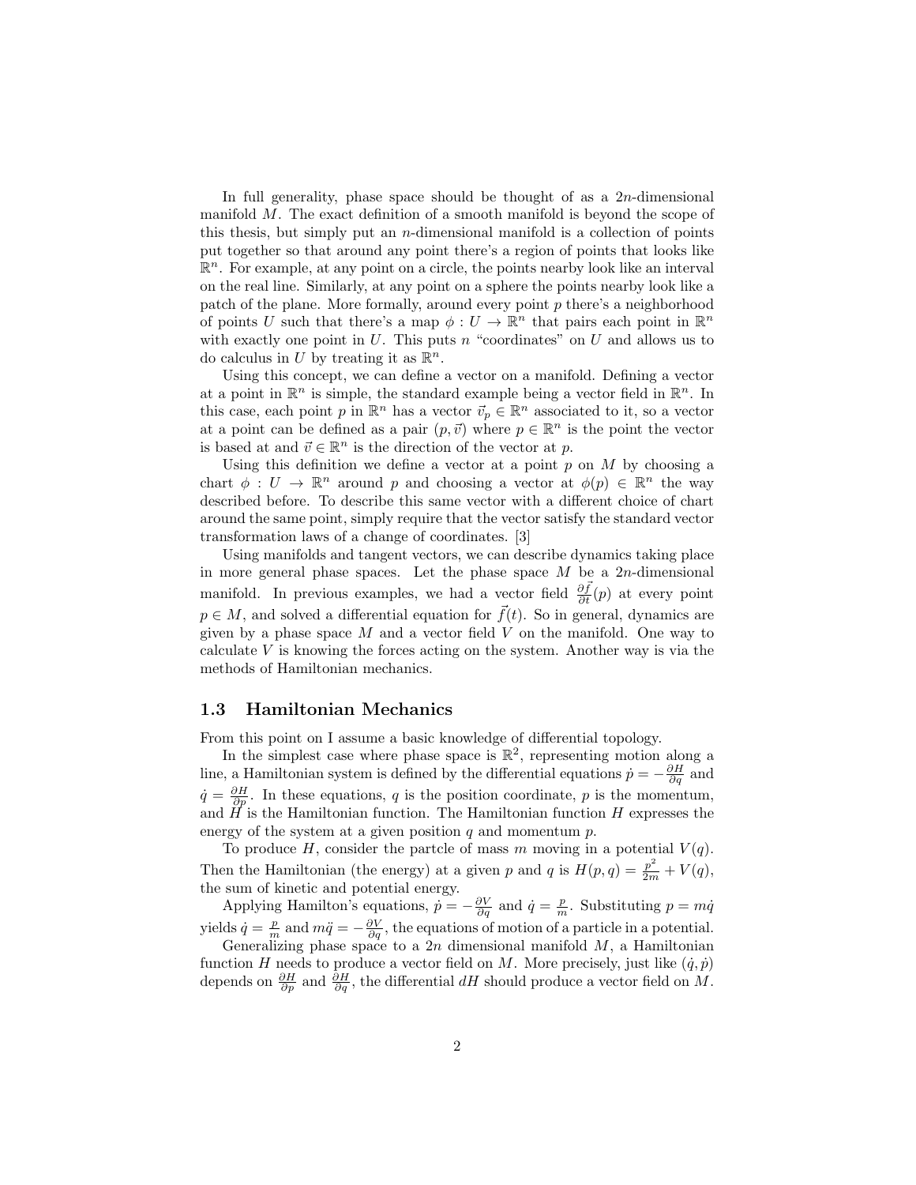In full generality, phase space should be thought of as a $2n$-dimensional manifold $M$. The exact definition of a smooth manifold is beyond the scope of this thesis, but simply put an $n$-dimensional manifold is a collection of points put together so that around any point there's a region of points that looks like $\mathbb{R}^n$. For example, at any point on a circle, the points nearby look like an interval on the real line. Similarly, at any point on a sphere the points nearby look like a patch of the plane. More formally, around every point $p$ there's a neighborhood of points $U$ such that there's a map $\phi : U \to \mathbb{R}^n$ that pairs each point in $\mathbb{R}^n$ with exactly one point in $U$. This puts $n$ "coordinates" on $U$ and allows us to do calculus in $U$ by treating it as $\mathbb{R}^n$.

Using this concept, we can define a vector on a manifold. Defining a vector at a point in $\mathbb{R}^n$ is simple, the standard example being a vector field in $\mathbb{R}^n$. In this case, each point $p$ in $\mathbb{R}^n$ has a vector $\vec{v}_p \in \mathbb{R}^n$ associated to it, so a vector at a point can be defined as a pair $(p, \vec{v})$ where $p \in \mathbb{R}^n$ is the point the vector is based at and $\vec{v} \in \mathbb{R}^n$ is the direction of the vector at $p$.

Using this definition we define a vector at a point $p$ on $M$ by choosing a chart $\phi : U \to \mathbb{R}^n$ around $p$ and choosing a vector at $\phi(p) \in \mathbb{R}^n$ the way described before. To describe this same vector with a different choice of chart around the same point, simply require that the vector satisfy the standard vector transformation laws of a change of coordinates. [3]

Using manifolds and tangent vectors, we can describe dynamics taking place in more general phase spaces. Let the phase space $M$ be a $2n$-dimensional manifold. In previous examples, we had a vector field $\frac{\partial \vec{f}}{\partial t}(p)$ at every point $p \in M$, and solved a differential equation for $\vec{f}(t)$. So in general, dynamics are given by a phase space $M$ and a vector field $V$ on the manifold. One way to calculate $V$ is knowing the forces acting on the system. Another way is via the methods of Hamiltonian mechanics.

### 1.3 Hamiltonian Mechanics

From this point on I assume a basic knowledge of differential topology.

In the simplest case where phase space is $\mathbb{R}^2$, representing motion along a line, a Hamiltonian system is defined by the differential equations $\dot{p} = -\frac{\partial H}{\partial q}$ and $\dot{q} = \frac{\partial H}{\partial p}$. In these equations, $q$ is the position coordinate, $p$ is the momentum, and $H$ is the Hamiltonian function. The Hamiltonian function $H$ expresses the energy of the system at a given position $q$ and momentum $p$.

To produce $H$, consider the partcle of mass $m$ moving in a potential $V(q)$. Then the Hamiltonian (the energy) at a given $p$ and $q$ is $H(p, q) = \frac{p^2}{2m} + V(q)$, the sum of kinetic and potential energy.

Applying Hamilton's equations, $\dot{p} = -\frac{\partial V}{\partial q}$ and $\dot{q} = \frac{p}{m}$. Substituting $p = m\dot{q}$ yields $\dot{q} = \frac{p}{m}$ and $m\ddot{q} = -\frac{\partial V}{\partial q}$, the equations of motion of a particle in a potential.

Generalizing phase space to a $2n$ dimensional manifold $M$, a Hamiltonian function $H$ needs to produce a vector field on $M$. More precisely, just like $(\dot{q}, \dot{p})$ depends on $\frac{\partial H}{\partial p}$ and $\frac{\partial H}{\partial q}$, the differential $dH$ should produce a vector field on $M$.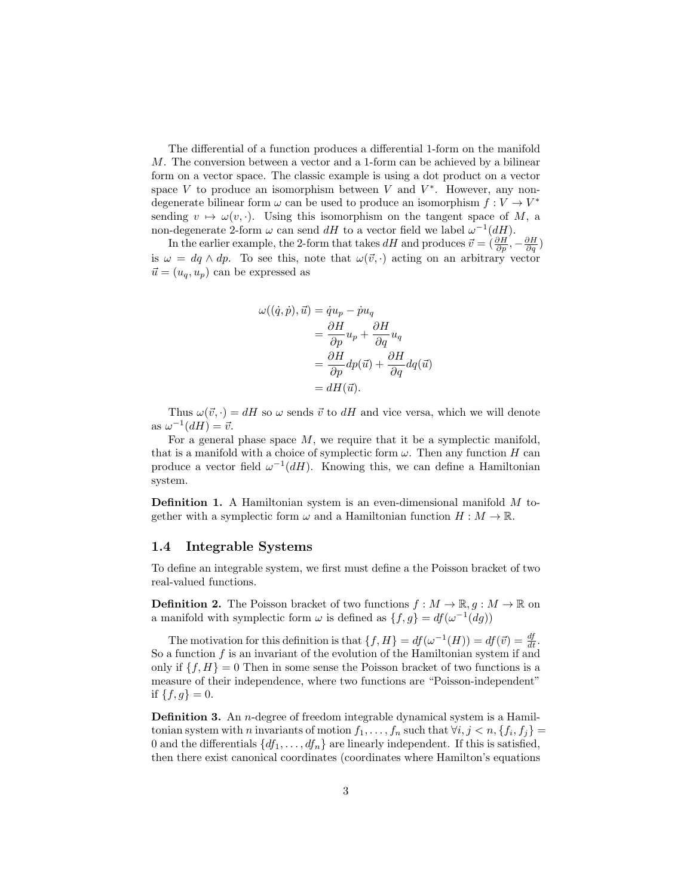The differential of a function produces a differential 1-form on the manifold $M$. The conversion between a vector and a 1-form can be achieved by a bilinear form on a vector space. The classic example is using a dot product on a vector space $V$ to produce an isomorphism between $V$ and $V^*$. However, any non-degenerate bilinear form $\omega$ can be used to produce an isomorphism $f : V \to V^*$ sending $v \mapsto \omega(v, \cdot)$. Using this isomorphism on the tangent space of $M$, a non-degenerate 2-form $\omega$ can send $dH$ to a vector field we label $\omega^{-1}(dH)$.

In the earlier example, the 2-form that takes $dH$ and produces $\vec{v} = (\frac{\partial H}{\partial p}, -\frac{\partial H}{\partial q})$ is $\omega = dq \wedge dp$. To see this, note that $\omega(\vec{v}, \cdot)$ acting on an arbitrary vector $\vec{u} = (u_q, u_p)$ can be expressed as

$$
\begin{aligned}
\omega((\dot{q}, \dot{p}), \vec{u}) &= \dot{q}u_p - \dot{p}u_q \\
&= \frac{\partial H}{\partial p} u_p + \frac{\partial H}{\partial q} u_q \\
&= \frac{\partial H}{\partial p} dp(\vec{u}) + \frac{\partial H}{\partial q} dq(\vec{u}) \\
&= dH(\vec{u}).
\end{aligned}
$$

Thus $\omega(\vec{v}, \cdot) = dH$ so $\omega$ sends $\vec{v}$ to $dH$ and vice versa, which we will denote as $\omega^{-1}(dH) = \vec{v}$.

For a general phase space $M$, we require that it be a symplectic manifold, that is a manifold with a choice of symplectic form $\omega$. Then any function $H$ can produce a vector field $\omega^{-1}(dH)$. Knowing this, we can define a Hamiltonian system.

**Definition 1.** A Hamiltonian system is an even-dimensional manifold $M$ together with a symplectic form $\omega$ and a Hamiltonian function $H : M \to \mathbb{R}$.

### 1.4 Integrable Systems

To define an integrable system, we first must define a the Poisson bracket of two real-valued functions.

**Definition 2.** The Poisson bracket of two functions $f : M \to \mathbb{R}, g : M \to \mathbb{R}$ on a manifold with symplectic form $\omega$ is defined as $\{f, g\} = df(\omega^{-1}(dg))$

The motivation for this definition is that $\{f, H\} = df(\omega^{-1}(H)) = df(\vec{v}) = \frac{df}{dt}$. So a function $f$ is an invariant of the evolution of the Hamiltonian system if and only if $\{f, H\} = 0$ Then in some sense the Poisson bracket of two functions is a measure of their independence, where two functions are "Poisson-independent" if $\{f, g\} = 0$.

**Definition 3.** An $n$-degree of freedom integrable dynamical system is a Hamiltonian system with $n$ invariants of motion $f_1, \ldots, f_n$ such that $\forall i, j < n, \{f_i, f_j\} = 0$ and the differentials $\{df_1, \ldots, df_n\}$ are linearly independent. If this is satisfied, then there exist canonical coordinates (coordinates where Hamilton's equations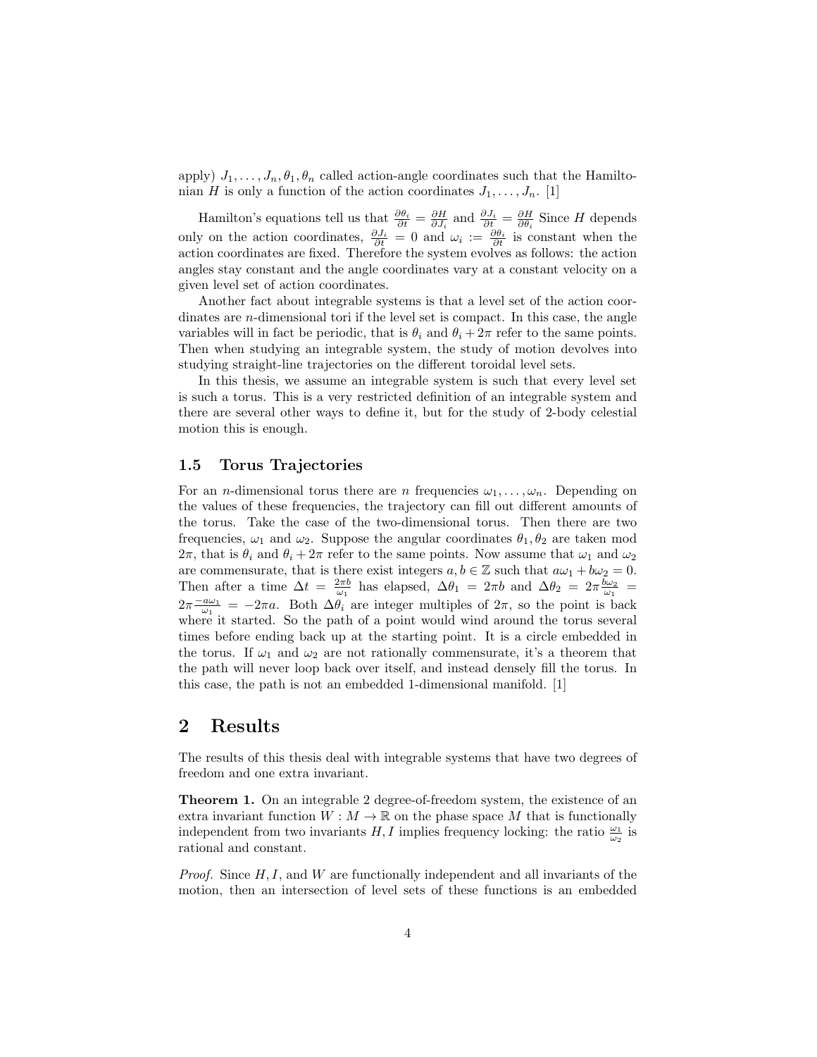apply) $J_1, \ldots, J_n, \theta_1, \theta_n$ called action-angle coordinates such that the Hamiltonian $H$ is only a function of the action coordinates $J_1, \ldots, J_n$. [1]

Hamilton's equations tell us that $\frac{\partial \theta_i}{\partial t} = \frac{\partial H}{\partial J_i}$ and $\frac{\partial J_i}{\partial t} = \frac{\partial H}{\partial \theta_i}$ Since $H$ depends only on the action coordinates, $\frac{\partial J_i}{\partial t} = 0$ and $\omega_i := \frac{\partial \theta_i}{\partial t}$ is constant when the action coordinates are fixed. Therefore the system evolves as follows: the action angles stay constant and the angle coordinates vary at a constant velocity on a given level set of action coordinates.

Another fact about integrable systems is that a level set of the action coordinates are $n$-dimensional tori if the level set is compact. In this case, the angle variables will in fact be periodic, that is $\theta_i$ and $\theta_i + 2\pi$ refer to the same points. Then when studying an integrable system, the study of motion devolves into studying straight-line trajectories on the different toroidal level sets.

In this thesis, we assume an integrable system is such that every level set is such a torus. This is a very restricted definition of an integrable system and there are several other ways to define it, but for the study of 2-body celestial motion this is enough.

### 1.5 Torus Trajectories

For an $n$-dimensional torus there are $n$ frequencies $\omega_1, \ldots, \omega_n$. Depending on the values of these frequencies, the trajectory can fill out different amounts of the torus. Take the case of the two-dimensional torus. Then there are two frequencies, $\omega_1$ and $\omega_2$. Suppose the angular coordinates $\theta_1, \theta_2$ are taken mod $2\pi$, that is $\theta_i$ and $\theta_i + 2\pi$ refer to the same points. Now assume that $\omega_1$ and $\omega_2$ are commensurate, that is there exist integers $a, b \in \mathbb{Z}$ such that $a\omega_1 + b\omega_2 = 0$. Then after a time $\Delta t = \frac{2\pi b}{\omega_1}$ has elapsed, $\Delta\theta_1 = 2\pi b$ and $\Delta\theta_2 = 2\pi \frac{b\omega_2}{\omega_1} = 2\pi \frac{-a\omega_1}{\omega_1} = -2\pi a$. Both $\Delta\theta_i$ are integer multiples of $2\pi$, so the point is back where it started. So the path of a point would wind around the torus several times before ending back up at the starting point. It is a circle embedded in the torus. If $\omega_1$ and $\omega_2$ are not rationally commensurate, it's a theorem that the path will never loop back over itself, and instead densely fill the torus. In this case, the path is not an embedded 1-dimensional manifold. [1]

## 2 Results

The results of this thesis deal with integrable systems that have two degrees of freedom and one extra invariant.

**Theorem 1.** *On an integrable 2 degree-of-freedom system, the existence of an extra invariant function $W : M \to \mathbb{R}$ on the phase space $M$ that is functionally independent from two invariants $H, I$ implies frequency locking: the ratio $\frac{\omega_1}{\omega_2}$ is rational and constant.*

*Proof.* Since $H, I$, and $W$ are functionally independent and all invariants of the motion, then an intersection of level sets of these functions is an embedded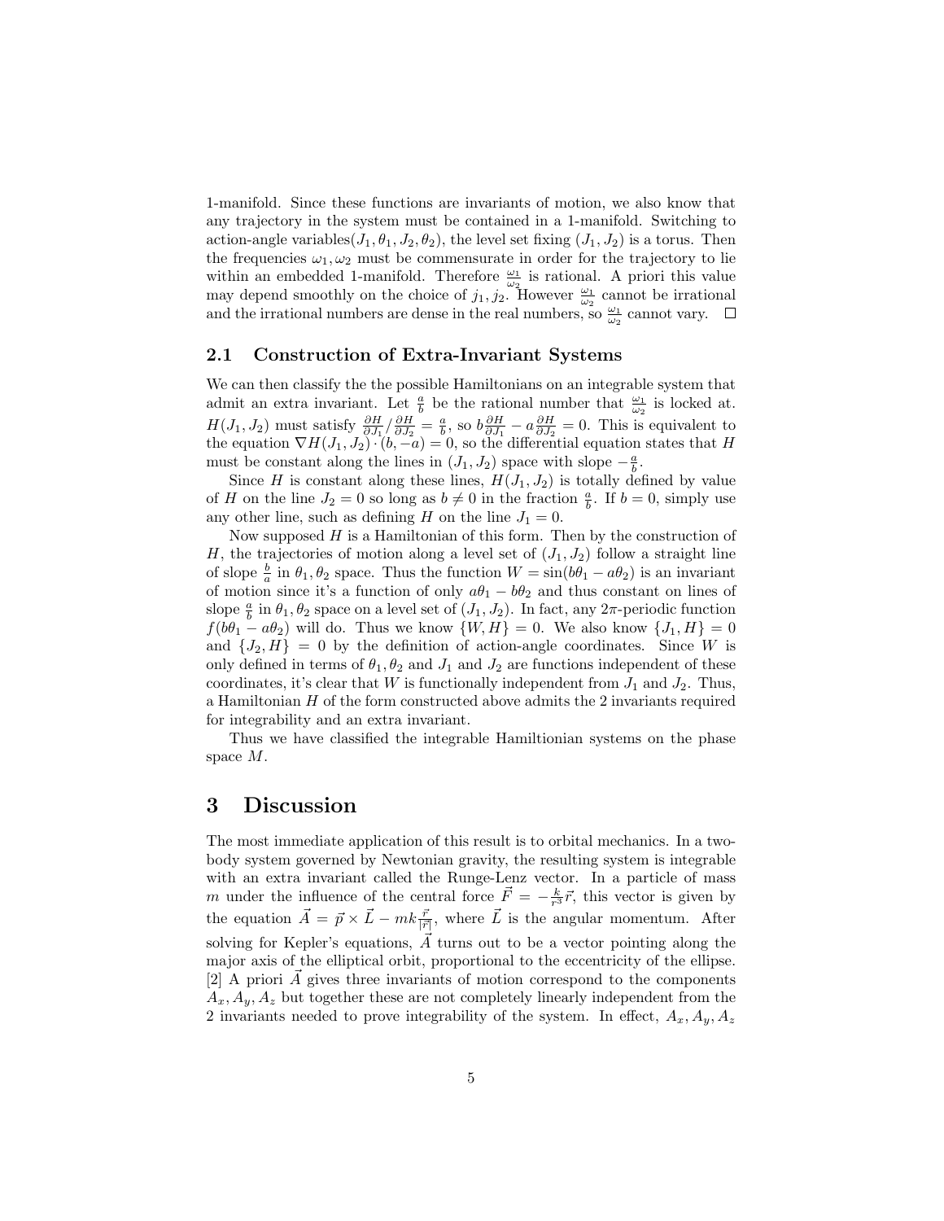1-manifold. Since these functions are invariants of motion, we also know that any trajectory in the system must be contained in a 1-manifold. Switching to action-angle variables$(J_1, \theta_1, J_2, \theta_2)$, the level set fixing $(J_1, J_2)$ is a torus. Then the frequencies $\omega_1, \omega_2$ must be commensurate in order for the trajectory to lie within an embedded 1-manifold. Therefore $\frac{\omega_1}{\omega_2}$ is rational. A priori this value may depend smoothly on the choice of $j_1, j_2$. However $\frac{\omega_1}{\omega_2}$ cannot be irrational and the irrational numbers are dense in the real numbers, so $\frac{\omega_1}{\omega_2}$ cannot vary. $\square$

## 2.1 Construction of Extra-Invariant Systems

We can then classify the the possible Hamiltonians on an integrable system that admit an extra invariant. Let $\frac{a}{b}$ be the rational number that $\frac{\omega_1}{\omega_2}$ is locked at. $H(J_1, J_2)$ must satisfy $\frac{\partial H}{\partial J_1} / \frac{\partial H}{\partial J_2} = \frac{a}{b}$, so $b\frac{\partial H}{\partial J_1} - a\frac{\partial H}{\partial J_2} = 0$. This is equivalent to the equation $\nabla H(J_1, J_2) \cdot (b, -a) = 0$, so the differential equation states that $H$ must be constant along the lines in $(J_1, J_2)$ space with slope $-\frac{a}{b}$.

Since $H$ is constant along these lines, $H(J_1, J_2)$ is totally defined by value of $H$ on the line $J_2 = 0$ so long as $b \neq 0$ in the fraction $\frac{a}{b}$. If $b = 0$, simply use any other line, such as defining $H$ on the line $J_1 = 0$.

Now supposed $H$ is a Hamiltonian of this form. Then by the construction of $H$, the trajectories of motion along a level set of $(J_1, J_2)$ follow a straight line of slope $\frac{b}{a}$ in $\theta_1, \theta_2$ space. Thus the function $W = \sin(b\theta_1 - a\theta_2)$ is an invariant of motion since it's a function of only $a\theta_1 - b\theta_2$ and thus constant on lines of slope $\frac{a}{b}$ in $\theta_1, \theta_2$ space on a level set of $(J_1, J_2)$. In fact, any $2\pi$-periodic function $f(b\theta_1 - a\theta_2)$ will do. Thus we know $\{W, H\} = 0$. We also know $\{J_1, H\} = 0$ and $\{J_2, H\} = 0$ by the definition of action-angle coordinates. Since $W$ is only defined in terms of $\theta_1, \theta_2$ and $J_1$ and $J_2$ are functions independent of these coordinates, it's clear that $W$ is functionally independent from $J_1$ and $J_2$. Thus, a Hamiltonian $H$ of the form constructed above admits the 2 invariants required for integrability and an extra invariant.

Thus we have classified the integrable Hamiltionian systems on the phase space $M$.

# 3 Discussion

The most immediate application of this result is to orbital mechanics. In a two-body system governed by Newtonian gravity, the resulting system is integrable with an extra invariant called the Runge-Lenz vector. In a particle of mass $m$ under the influence of the central force $\vec{F} = -\frac{k}{r^3}\vec{r}$, this vector is given by the equation $\vec{A} = \vec{p} \times \vec{L} - mk\frac{\vec{r}}{|\vec{r}|}$, where $\vec{L}$ is the angular momentum. After solving for Kepler's equations, $\vec{A}$ turns out to be a vector pointing along the major axis of the elliptical orbit, proportional to the eccentricity of the ellipse. [2] A priori $\vec{A}$ gives three invariants of motion correspond to the components $A_x, A_y, A_z$ but together these are not completely linearly independent from the 2 invariants needed to prove integrability of the system. In effect, $A_x, A_y, A_z$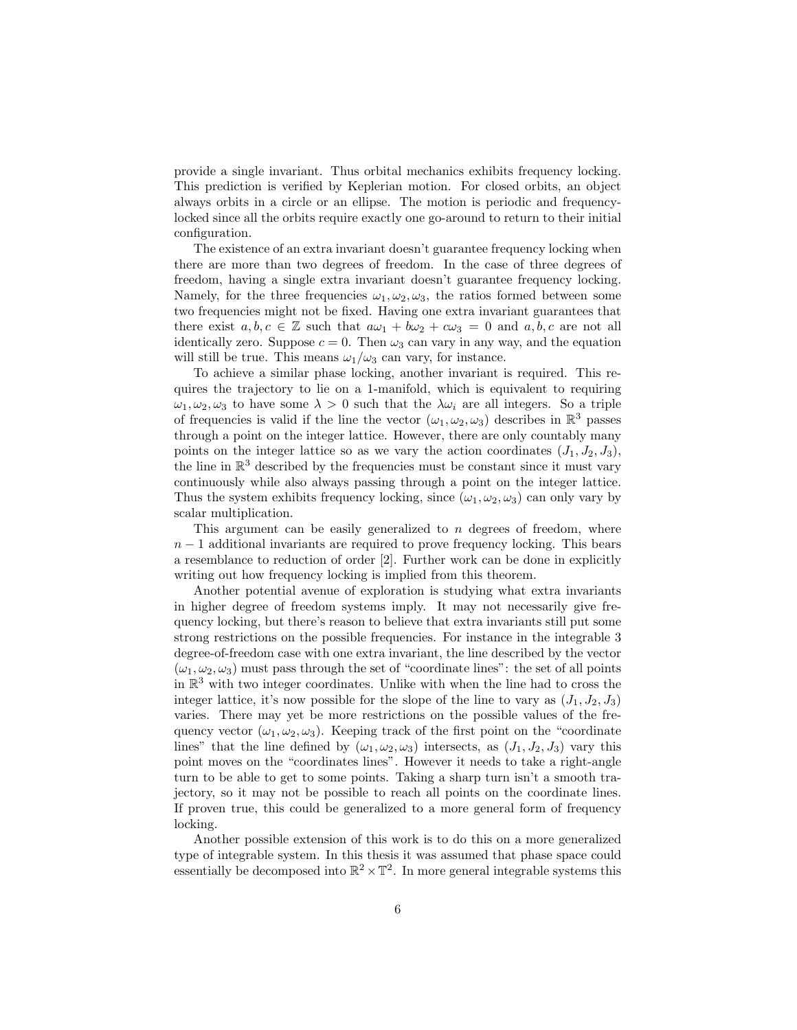provide a single invariant. Thus orbital mechanics exhibits frequency locking. This prediction is verified by Keplerian motion. For closed orbits, an object always orbits in a circle or an ellipse. The motion is periodic and frequency-locked since all the orbits require exactly one go-around to return to their initial configuration.

The existence of an extra invariant doesn't guarantee frequency locking when there are more than two degrees of freedom. In the case of three degrees of freedom, having a single extra invariant doesn't guarantee frequency locking. Namely, for the three frequencies $\omega_1, \omega_2, \omega_3$, the ratios formed between some two frequencies might not be fixed. Having one extra invariant guarantees that there exist $a, b, c \in \mathbb{Z}$ such that $a\omega_1 + b\omega_2 + c\omega_3 = 0$ and $a, b, c$ are not all identically zero. Suppose $c = 0$. Then $\omega_3$ can vary in any way, and the equation will still be true. This means $\omega_1/\omega_3$ can vary, for instance.

To achieve a similar phase locking, another invariant is required. This requires the trajectory to lie on a 1-manifold, which is equivalent to requiring $\omega_1, \omega_2, \omega_3$ to have some $\lambda > 0$ such that the $\lambda\omega_i$ are all integers. So a triple of frequencies is valid if the line the vector $(\omega_1, \omega_2, \omega_3)$ describes in $\mathbb{R}^3$ passes through a point on the integer lattice. However, there are only countably many points on the integer lattice so as we vary the action coordinates $(J_1, J_2, J_3)$, the line in $\mathbb{R}^3$ described by the frequencies must be constant since it must vary continuously while also always passing through a point on the integer lattice. Thus the system exhibits frequency locking, since $(\omega_1, \omega_2, \omega_3)$ can only vary by scalar multiplication.

This argument can be easily generalized to $n$ degrees of freedom, where $n - 1$ additional invariants are required to prove frequency locking. This bears a resemblance to reduction of order [2]. Further work can be done in explicitly writing out how frequency locking is implied from this theorem.

Another potential avenue of exploration is studying what extra invariants in higher degree of freedom systems imply. It may not necessarily give frequency locking, but there's reason to believe that extra invariants still put some strong restrictions on the possible frequencies. For instance in the integrable 3 degree-of-freedom case with one extra invariant, the line described by the vector $(\omega_1, \omega_2, \omega_3)$ must pass through the set of "coordinate lines": the set of all points in $\mathbb{R}^3$ with two integer coordinates. Unlike with when the line had to cross the integer lattice, it's now possible for the slope of the line to vary as $(J_1, J_2, J_3)$ varies. There may yet be more restrictions on the possible values of the frequency vector $(\omega_1, \omega_2, \omega_3)$. Keeping track of the first point on the "coordinate lines" that the line defined by $(\omega_1, \omega_2, \omega_3)$ intersects, as $(J_1, J_2, J_3)$ vary this point moves on the "coordinates lines". However it needs to take a right-angle turn to be able to get to some points. Taking a sharp turn isn't a smooth trajectory, so it may not be possible to reach all points on the coordinate lines. If proven true, this could be generalized to a more general form of frequency locking.

Another possible extension of this work is to do this on a more generalized type of integrable system. In this thesis it was assumed that phase space could essentially be decomposed into $\mathbb{R}^2 \times \mathbb{T}^2$. In more general integrable systems this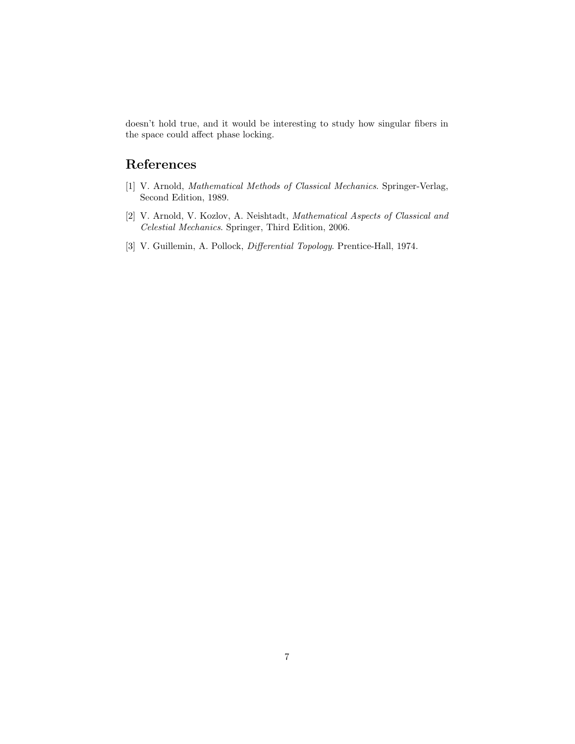doesn't hold true, and it would be interesting to study how singular fibers in the space could affect phase locking.

## References

[1] V. Arnold, *Mathematical Methods of Classical Mechanics*. Springer-Verlag, Second Edition, 1989.

[2] V. Arnold, V. Kozlov, A. Neishtadt, *Mathematical Aspects of Classical and Celestial Mechanics*. Springer, Third Edition, 2006.

[3] V. Guillemin, A. Pollock, *Differential Topology*. Prentice-Hall, 1974.